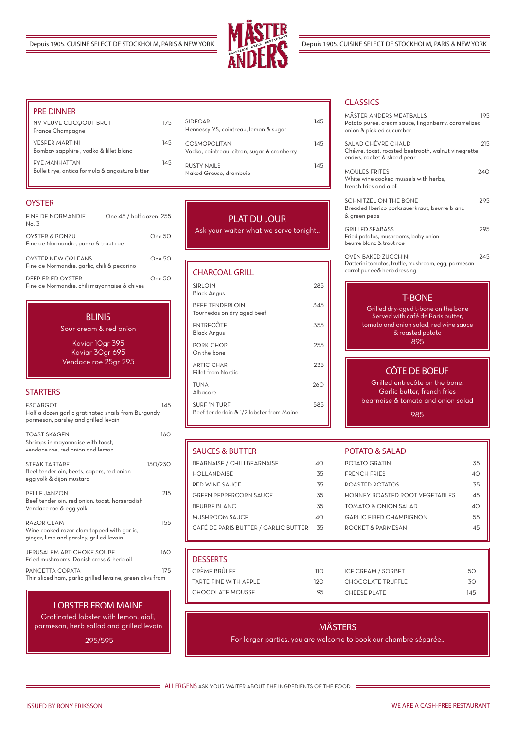Depuis 1905. CUISINE SELECT DE STOCKHOLM, PARIS & NEW YORK

# MÄSTER ANDERS

BRASSERIE GRILL RESTAURANT

## PRE DINNER

| | |
|---|---|
| NV VEUVE CLICQOUT BRUT<br>France Champagne | 175 |
| VESPER MARTINI<br>Bombay sapphire , vodka & lillet blanc | 145 |
| RYE MANHATTAN<br>Bulleit rye, antica formula & angostura bitter | 145 |
| SIDECAR<br>Hennessy VS, cointreau, lemon & sugar | 145 |
| COSMOPOLITAN<br>Vodka, cointreau, citron, sugar & cranberry | 145 |
| RUSTY NAILS<br>Naked Grouse, drambuie | 145 |

## OYSTER

| | |
|---|---|
| FINE DE NORMANDIE No. 3 | One 45 / half dozen 255 |
| OYSTER & PONZU<br>Fine de Normandie, ponzu & trout roe | One 50 |
| OYSTER NEW ORLEANS<br>Fine de Normandie, garlic, chili & pecorino | One 50 |
| DEEP FRIED OYSTER<br>Fine de Normandie, chili mayonnaise & chives | One 50 |

## BLINIS

Sour cream & red onion

Kaviar 10gr 395
Kaviar 30gr 695
Vendace roe 25gr 295

## STARTERS

| | |
|---|---|
| ESCARGOT<br>Half a dozen garlic gratinated snails from Burgundy, parmesan, parsley and grilled levain | 145 |
| TOAST SKAGEN<br>Shrimps in mayonnaise with toast, vendace roe, red onion and lemon | 160 |
| STEAK TARTARE<br>Beef tenderloin, beets, capers, red onion egg yolk & dijon mustard | 150/230 |
| PELLE JANZON<br>Beef tenderloin, red onion, toast, horseradish Vendace roe & egg yolk | 215 |
| RAZOR CLAM<br>Wine cooked razor clam topped with garlic, ginger, lime and parsley, grilled levain | 155 |
| JERUSALEM ARTICHOKE SOUPE<br>Fried mushrooms, Danish cress & herb oil | 160 |
| PANCETTA COPATA<br>Thin sliced ham, garlic grilled levaine, green olivs from | 175 |

## LOBSTER FROM MAINE

Gratinated lobster with lemon, aioli, parmesan, herb sallad and grilled levain

295/595

## PLAT DU JOUR

Ask your waiter what we serve tonight..

## CHARCOAL GRILL

| | |
|---|---|
| SIRLOIN<br>Black Angus | 285 |
| BEEF TENDERLOIN<br>Tournedos on dry aged beef | 345 |
| ENTRECÔTE<br>Black Angus | 355 |
| PORK CHOP<br>On the bone | 255 |
| ARTIC CHAR<br>Fillet from Nordic | 235 |
| TUNA<br>Albacore | 260 |
| SURF 'N TURF<br>Beef tenderloin & 1/2 lobster from Maine | 585 |

## CLASSICS

| | |
|---|---|
| MÄSTER ANDERS MEATBALLS<br>Potato purée, cream sauce, lingonberry, caramelized onion & pickled cucumber | 195 |
| SALAD CHÉVRE CHAUD<br>Chévre, toast, roasted beetrooth, walnut vinegrette endivs, rocket & sliced pear | 215 |
| MOULES FRITES<br>White wine cooked mussels with herbs, french fries and aioli | 240 |
| SCHNITZEL ON THE BONE<br>Breaded Iberico porksauerkraut, beurre blanc & green peas | 295 |
| GRILLED SEABASS<br>Fried potatos, mushrooms, baby onion beurre blanc & trout roe | 295 |
| OVEN BAKED ZUCCHINI<br>Datterini tomatos, truffle, mushroom, egg, parmesan carrot pur ee& herb dressing | 245 |

## T-BONE

Grilled dry-aged t-bone on the bone
Served with café de Paris butter, tomato and onion salad, red wine sauce & roasted potato

895

## CÔTE DE BOEUF

Grilled entrecôte on the bone.
Garlic butter, french fries bearnaise & tomato and onion salad

985

## SAUCES & BUTTER

| | |
|---|---|
| BEARNAISE / CHILI BEARNAISE | 40 |
| HOLLANDAISE | 35 |
| RED WINE SAUCE | 35 |
| GREEN PEPPERCORN SAUCE | 35 |
| BEURRE BLANC | 35 |
| MUSHROOM SAUCE | 40 |
| CAFÉ DE PARIS BUTTER / GARLIC BUTTER | 35 |

## POTATO & SALAD

| | |
|---|---|
| POTATO GRATIN | 35 |
| FRENCH FRIES | 40 |
| ROASTED POTATOS | 35 |
| HONNEY ROASTED ROOT VEGETABLES | 45 |
| TOMATO & ONION SALAD | 40 |
| GARLIC FIRED CHAMPIGNON | 55 |
| ROCKET & PARMESAN | 45 |

## DESSERTS

| | |
|---|---|
| CRÈME BRÛLÉE | 110 |
| TARTE FINE WITH APPLE | 120 |
| CHOCOLATE MOUSSE | 95 |
| ICE CREAM / SORBET | 50 |
| CHOCOLATE TRUFFLE | 30 |
| CHEESE PLATE | 145 |

## MÄSTERS

For larger parties, you are welcome to book our chambre séparée..

ALLERGENS ASK YOUR WAITER ABOUT THE INGREDIENTS OF THE FOOD.

ISSUED BY RONY ERIKSSON

WE ARE A CASH-FREE RESTAURANT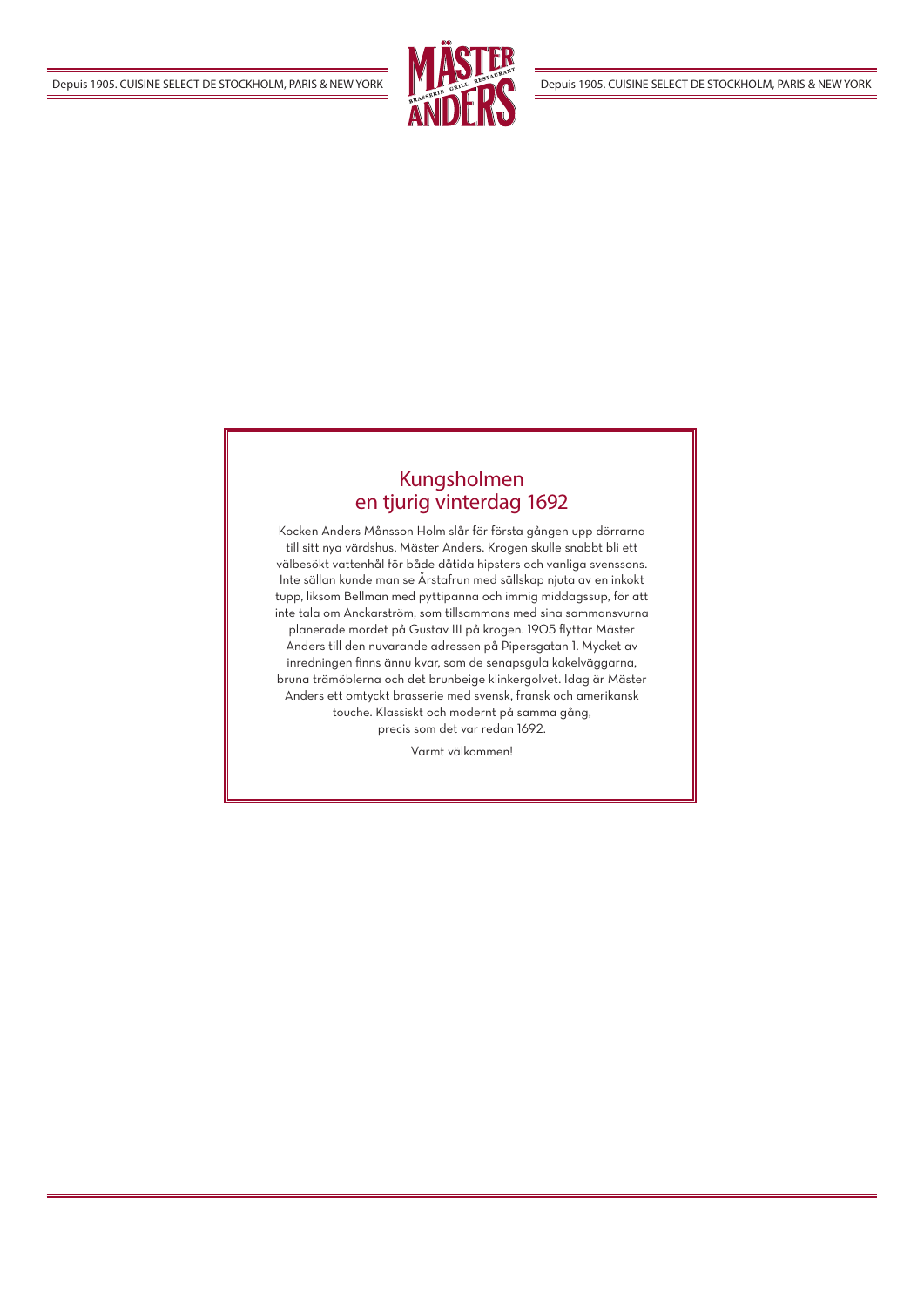## Kungsholmen en tjurig vinterdag 1692

Kocken Anders Månsson Holm slår för första gången upp dörrarna till sitt nya värdshus, Mäster Anders. Krogen skulle snabbt bli ett välbesökt vattenhål för både dåtida hipsters och vanliga svenssons. Inte sällan kunde man se Årstafrun med sällskap njuta av en inkokt tupp, liksom Bellman med pyttipanna och immig middagssup, för att inte tala om Anckarström, som tillsammans med sina sammansvurna planerade mordet på Gustav III på krogen. 1905 flyttar Mäster Anders till den nuvarande adressen på Pipersgatan 1. Mycket av inredningen finns ännu kvar, som de senapsgula kakelväggarna, bruna trämöblerna och det brunbeige klinkergolvet. Idag är Mäster Anders ett omtyckt brasserie med svensk, fransk och amerikansk touche. Klassiskt och modernt på samma gång, precis som det var redan 1692.

Varmt välkommen!